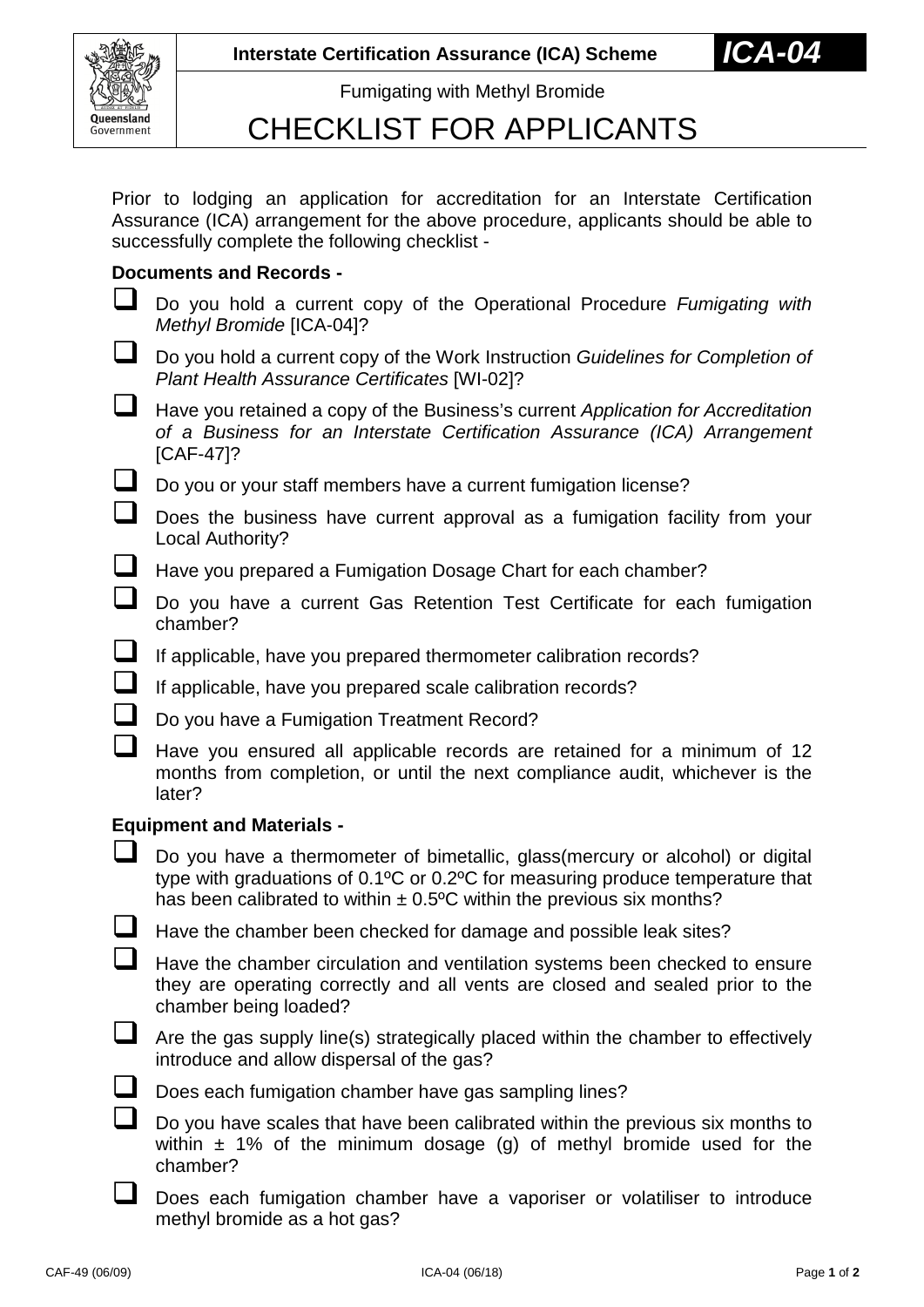**Interstate Certification Assurance (ICA) Scheme** ***ICA-04***

Fumigating with Methyl Bromide

# CHECKLIST FOR APPLICANTS

Prior to lodging an application for accreditation for an Interstate Certification Assurance (ICA) arrangement for the above procedure, applicants should be able to successfully complete the following checklist -

**Documents and Records -**

- ☐ Do you hold a current copy of the Operational Procedure *Fumigating with Methyl Bromide* [ICA-04]?
- ☐ Do you hold a current copy of the Work Instruction *Guidelines for Completion of Plant Health Assurance Certificates* [WI-02]?
- ☐ Have you retained a copy of the Business's current *Application for Accreditation of a Business for an Interstate Certification Assurance (ICA) Arrangement* [CAF-47]?
- ☐ Do you or your staff members have a current fumigation license?
- ☐ Does the business have current approval as a fumigation facility from your Local Authority?
- ☐ Have you prepared a Fumigation Dosage Chart for each chamber?
- ☐ Do you have a current Gas Retention Test Certificate for each fumigation chamber?
- ☐ If applicable, have you prepared thermometer calibration records?
- ☐ If applicable, have you prepared scale calibration records?
- ☐ Do you have a Fumigation Treatment Record?
- ☐ Have you ensured all applicable records are retained for a minimum of 12 months from completion, or until the next compliance audit, whichever is the later?

**Equipment and Materials -**

- ☐ Do you have a thermometer of bimetallic, glass(mercury or alcohol) or digital type with graduations of 0.1ºC or 0.2ºC for measuring produce temperature that has been calibrated to within ± 0.5ºC within the previous six months?
- ☐ Have the chamber been checked for damage and possible leak sites?
- ☐ Have the chamber circulation and ventilation systems been checked to ensure they are operating correctly and all vents are closed and sealed prior to the chamber being loaded?
- ☐ Are the gas supply line(s) strategically placed within the chamber to effectively introduce and allow dispersal of the gas?
- ☐ Does each fumigation chamber have gas sampling lines?
- ☐ Do you have scales that have been calibrated within the previous six months to within ± 1% of the minimum dosage (g) of methyl bromide used for the chamber?
- ☐ Does each fumigation chamber have a vaporiser or volatiliser to introduce methyl bromide as a hot gas?

CAF-49 (06/09) ICA-04 (06/18)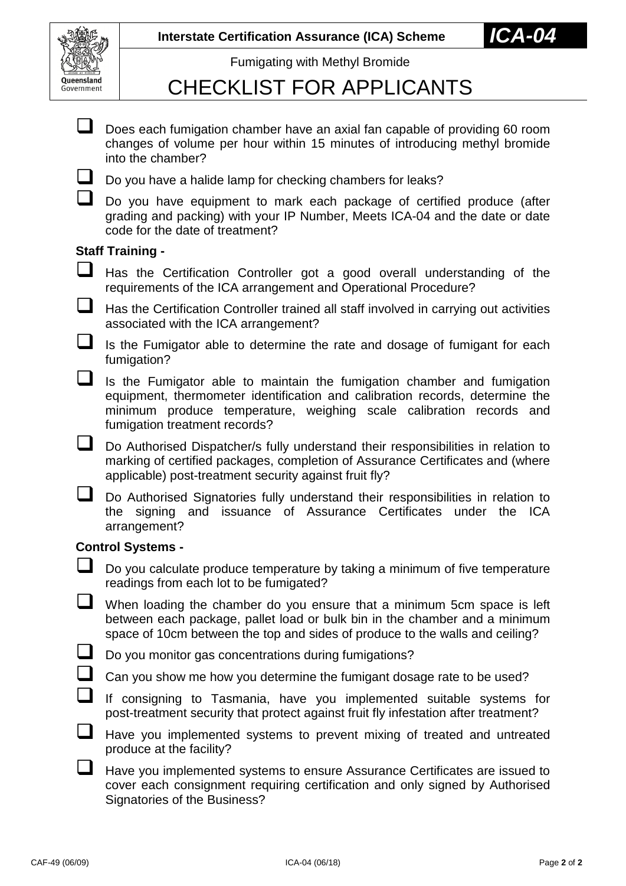- [ ] Does each fumigation chamber have an axial fan capable of providing 60 room changes of volume per hour within 15 minutes of introducing methyl bromide into the chamber?
- [ ] Do you have a halide lamp for checking chambers for leaks?
- [ ] Do you have equipment to mark each package of certified produce (after grading and packing) with your IP Number, Meets ICA-04 and the date or date code for the date of treatment?

**Staff Training -**

- [ ] Has the Certification Controller got a good overall understanding of the requirements of the ICA arrangement and Operational Procedure?
- [ ] Has the Certification Controller trained all staff involved in carrying out activities associated with the ICA arrangement?
- [ ] Is the Fumigator able to determine the rate and dosage of fumigant for each fumigation?
- [ ] Is the Fumigator able to maintain the fumigation chamber and fumigation equipment, thermometer identification and calibration records, determine the minimum produce temperature, weighing scale calibration records and fumigation treatment records?
- [ ] Do Authorised Dispatcher/s fully understand their responsibilities in relation to marking of certified packages, completion of Assurance Certificates and (where applicable) post-treatment security against fruit fly?
- [ ] Do Authorised Signatories fully understand their responsibilities in relation to the signing and issuance of Assurance Certificates under the ICA arrangement?

**Control Systems -**

- [ ] Do you calculate produce temperature by taking a minimum of five temperature readings from each lot to be fumigated?
- [ ] When loading the chamber do you ensure that a minimum 5cm space is left between each package, pallet load or bulk bin in the chamber and a minimum space of 10cm between the top and sides of produce to the walls and ceiling?
- [ ] Do you monitor gas concentrations during fumigations?
- [ ] Can you show me how you determine the fumigant dosage rate to be used?
- [ ] If consigning to Tasmania, have you implemented suitable systems for post-treatment security that protect against fruit fly infestation after treatment?
- [ ] Have you implemented systems to prevent mixing of treated and untreated produce at the facility?
- [ ] Have you implemented systems to ensure Assurance Certificates are issued to cover each consignment requiring certification and only signed by Authorised Signatories of the Business?